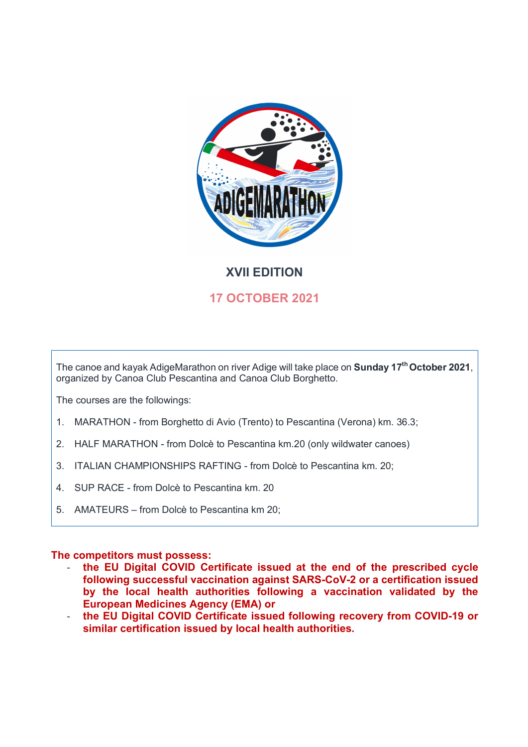# XVII EDITION

## 17 OCTOBER 2021

The canoe and kayak AdigeMarathon on river Adige will take place on **Sunday 17th October 2021**, organized by Canoa Club Pescantina and Canoa Club Borghetto.

The courses are the followings:

1. MARATHON - from Borghetto di Avio (Trento) to Pescantina (Verona) km. 36.3;
2. HALF MARATHON - from Dolcè to Pescantina km.20 (only wildwater canoes)
3. ITALIAN CHAMPIONSHIPS RAFTING - from Dolcè to Pescantina km. 20;
4. SUP RACE - from Dolcè to Pescantina km. 20
5. AMATEURS – from Dolcè to Pescantina km 20;

**The competitors must possess:**

- **the EU Digital COVID Certificate issued at the end of the prescribed cycle following successful vaccination against SARS-CoV-2 or a certification issued by the local health authorities following a vaccination validated by the European Medicines Agency (EMA) or**
- **the EU Digital COVID Certificate issued following recovery from COVID-19 or similar certification issued by local health authorities.**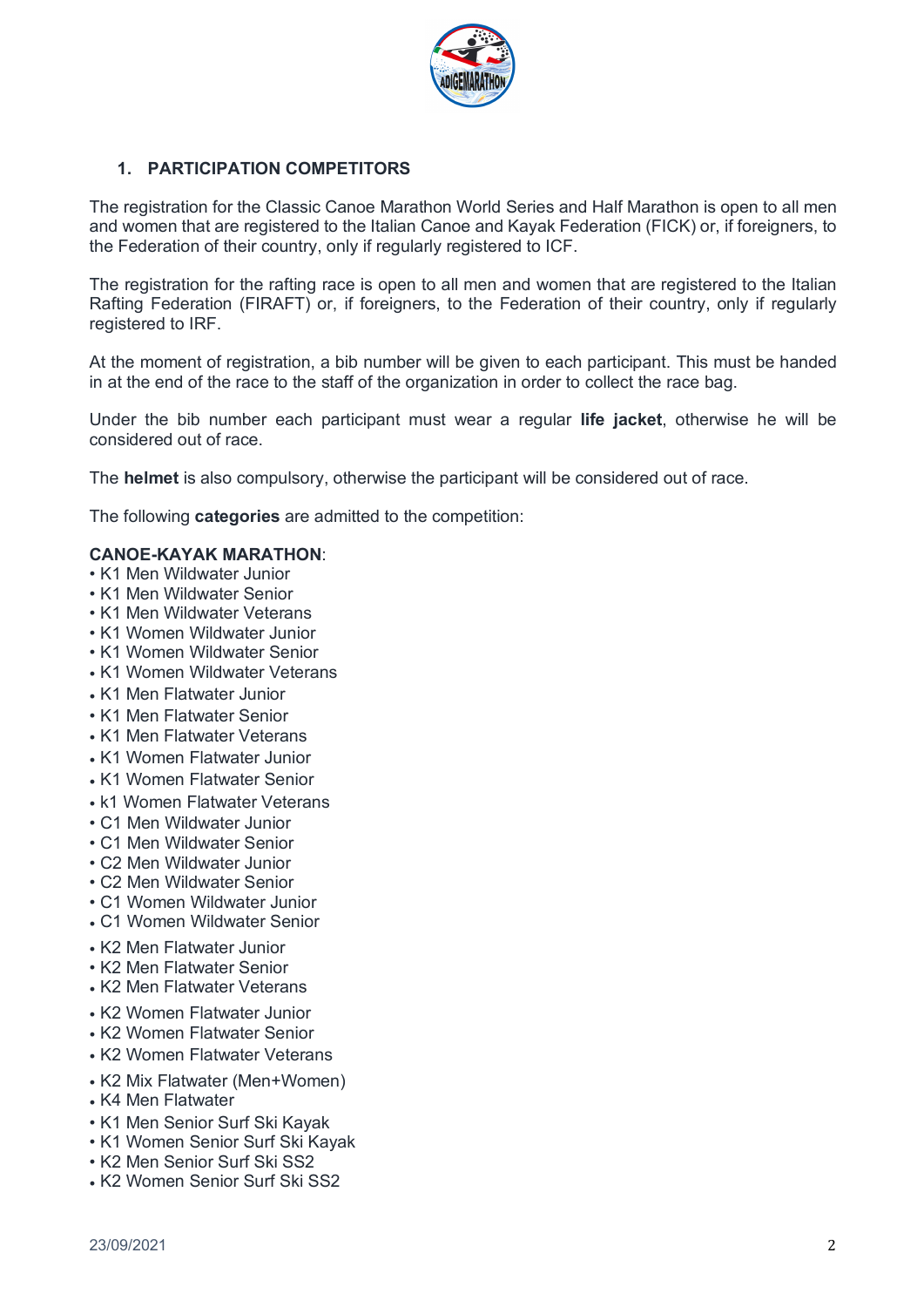## 1. PARTICIPATION COMPETITORS

The registration for the Classic Canoe Marathon World Series and Half Marathon is open to all men and women that are registered to the Italian Canoe and Kayak Federation (FICK) or, if foreigners, to the Federation of their country, only if regularly registered to ICF.

The registration for the rafting race is open to all men and women that are registered to the Italian Rafting Federation (FIRAFT) or, if foreigners, to the Federation of their country, only if regularly registered to IRF.

At the moment of registration, a bib number will be given to each participant. This must be handed in at the end of the race to the staff of the organization in order to collect the race bag.

Under the bib number each participant must wear a regular **life jacket**, otherwise he will be considered out of race.

The **helmet** is also compulsory, otherwise the participant will be considered out of race.

The following **categories** are admitted to the competition:

**CANOE-KAYAK MARATHON**:

- K1 Men Wildwater Junior
- K1 Men Wildwater Senior
- K1 Men Wildwater Veterans
- K1 Women Wildwater Junior
- K1 Women Wildwater Senior
- K1 Women Wildwater Veterans
- K1 Men Flatwater Junior
- K1 Men Flatwater Senior
- K1 Men Flatwater Veterans
- K1 Women Flatwater Junior
- K1 Women Flatwater Senior
- k1 Women Flatwater Veterans
- C1 Men Wildwater Junior
- C1 Men Wildwater Senior
- C2 Men Wildwater Junior
- C2 Men Wildwater Senior
- C1 Women Wildwater Junior
- C1 Women Wildwater Senior
- K2 Men Flatwater Junior
- K2 Men Flatwater Senior
- K2 Men Flatwater Veterans
- K2 Women Flatwater Junior
- K2 Women Flatwater Senior
- K2 Women Flatwater Veterans
- K2 Mix Flatwater (Men+Women)
- K4 Men Flatwater
- K1 Men Senior Surf Ski Kayak
- K1 Women Senior Surf Ski Kayak
- K2 Men Senior Surf Ski SS2
- K2 Women Senior Surf Ski SS2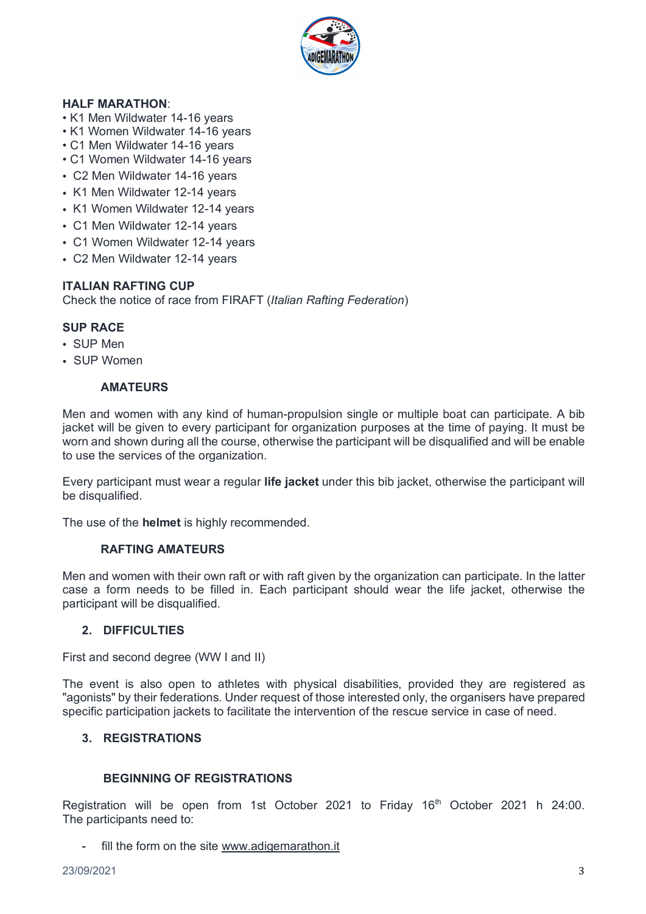**HALF MARATHON**:

- K1 Men Wildwater 14-16 years
- K1 Women Wildwater 14-16 years
- C1 Men Wildwater 14-16 years
- C1 Women Wildwater 14-16 years
- C2 Men Wildwater 14-16 years
- K1 Men Wildwater 12-14 years
- K1 Women Wildwater 12-14 years
- C1 Men Wildwater 12-14 years
- C1 Women Wildwater 12-14 years
- C2 Men Wildwater 12-14 years

**ITALIAN RAFTING CUP**

Check the notice of race from FIRAFT (*Italian Rafting Federation*)

**SUP RACE**

- SUP Men
- SUP Women

**AMATEURS**

Men and women with any kind of human-propulsion single or multiple boat can participate. A bib jacket will be given to every participant for organization purposes at the time of paying. It must be worn and shown during all the course, otherwise the participant will be disqualified and will be enable to use the services of the organization.

Every participant must wear a regular **life jacket** under this bib jacket, otherwise the participant will be disqualified.

The use of the **helmet** is highly recommended.

**RAFTING AMATEURS**

Men and women with their own raft or with raft given by the organization can participate. In the latter case a form needs to be filled in. Each participant should wear the life jacket, otherwise the participant will be disqualified.

## 2. DIFFICULTIES

First and second degree (WW I and II)

The event is also open to athletes with physical disabilities, provided they are registered as "agonists" by their federations. Under request of those interested only, the organisers have prepared specific participation jackets to facilitate the intervention of the rescue service in case of need.

## 3. REGISTRATIONS

**BEGINNING OF REGISTRATIONS**

Registration will be open from 1st October 2021 to Friday 16th October 2021 h 24:00. The participants need to:

- fill the form on the site www.adigemarathon.it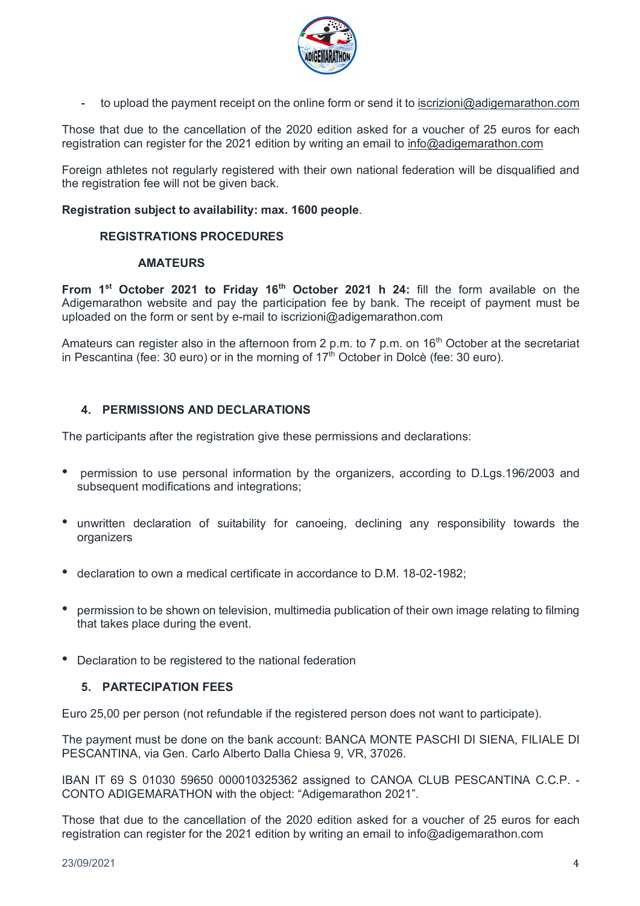- to upload the payment receipt on the online form or send it to iscrizioni@adigemarathon.com

Those that due to the cancellation of the 2020 edition asked for a voucher of 25 euros for each registration can register for the 2021 edition by writing an email to info@adigemarathon.com

Foreign athletes not regularly registered with their own national federation will be disqualified and the registration fee will not be given back.

**Registration subject to availability: max. 1600 people**.

**REGISTRATIONS PROCEDURES**

**AMATEURS**

**From 1st October 2021 to Friday 16th October 2021 h 24:** fill the form available on the Adigemarathon website and pay the participation fee by bank. The receipt of payment must be uploaded on the form or sent by e-mail to iscrizioni@adigemarathon.com

Amateurs can register also in the afternoon from 2 p.m. to 7 p.m. on 16th October at the secretariat in Pescantina (fee: 30 euro) or in the morning of 17th October in Dolcè (fee: 30 euro).

## 4. PERMISSIONS AND DECLARATIONS

The participants after the registration give these permissions and declarations:

- permission to use personal information by the organizers, according to D.Lgs.196/2003 and subsequent modifications and integrations;
- unwritten declaration of suitability for canoeing, declining any responsibility towards the organizers
- declaration to own a medical certificate in accordance to D.M. 18-02-1982;
- permission to be shown on television, multimedia publication of their own image relating to filming that takes place during the event.
- Declaration to be registered to the national federation

## 5. PARTECIPATION FEES

Euro 25,00 per person (not refundable if the registered person does not want to participate).

The payment must be done on the bank account: BANCA MONTE PASCHI DI SIENA, FILIALE DI PESCANTINA, via Gen. Carlo Alberto Dalla Chiesa 9, VR, 37026.

IBAN IT 69 S 01030 59650 000010325362 assigned to CANOA CLUB PESCANTINA C.C.P. - CONTO ADIGEMARATHON with the object: "Adigemarathon 2021".

Those that due to the cancellation of the 2020 edition asked for a voucher of 25 euros for each registration can register for the 2021 edition by writing an email to info@adigemarathon.com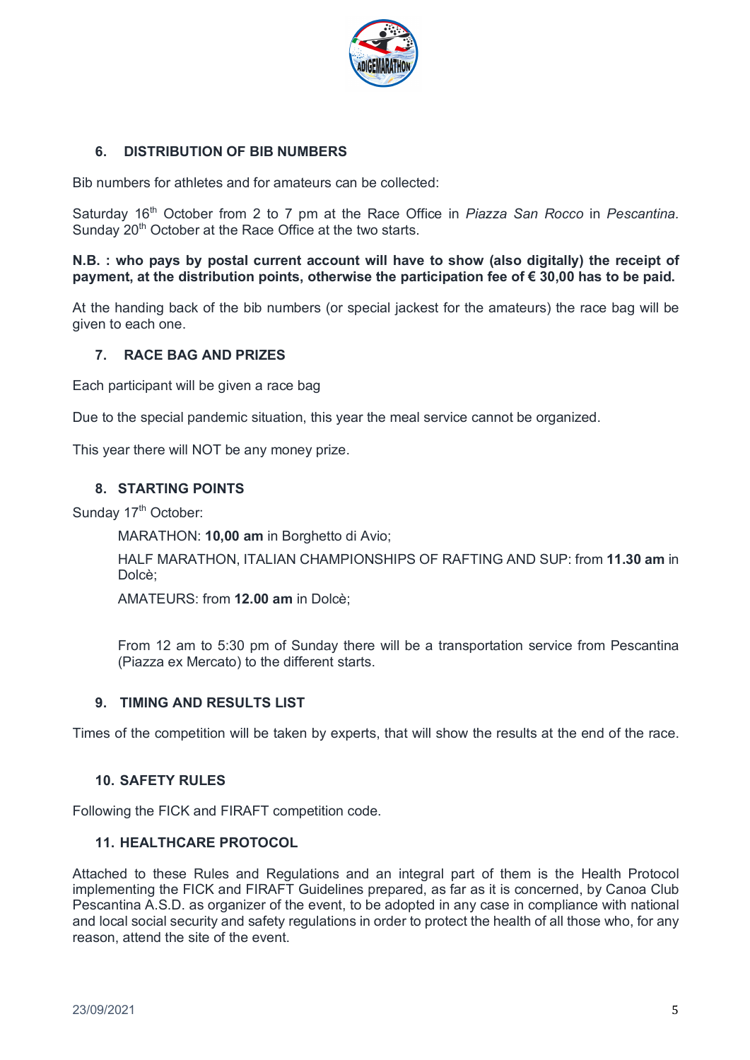## 6. DISTRIBUTION OF BIB NUMBERS

Bib numbers for athletes and for amateurs can be collected:

Saturday 16th October from 2 to 7 pm at the Race Office in *Piazza San Rocco* in *Pescantina*. Sunday 20th October at the Race Office at the two starts.

**N.B. : who pays by postal current account will have to show (also digitally) the receipt of payment, at the distribution points, otherwise the participation fee of € 30,00 has to be paid.**

At the handing back of the bib numbers (or special jackest for the amateurs) the race bag will be given to each one.

## 7. RACE BAG AND PRIZES

Each participant will be given a race bag

Due to the special pandemic situation, this year the meal service cannot be organized.

This year there will NOT be any money prize.

## 8. STARTING POINTS

Sunday 17th October:

MARATHON: **10,00 am** in Borghetto di Avio;

HALF MARATHON, ITALIAN CHAMPIONSHIPS OF RAFTING AND SUP: from **11.30 am** in Dolcè;

AMATEURS: from **12.00 am** in Dolcè;

From 12 am to 5:30 pm of Sunday there will be a transportation service from Pescantina (Piazza ex Mercato) to the different starts.

## 9. TIMING AND RESULTS LIST

Times of the competition will be taken by experts, that will show the results at the end of the race.

## 10. SAFETY RULES

Following the FICK and FIRAFT competition code.

## 11. HEALTHCARE PROTOCOL

Attached to these Rules and Regulations and an integral part of them is the Health Protocol implementing the FICK and FIRAFT Guidelines prepared, as far as it is concerned, by Canoa Club Pescantina A.S.D. as organizer of the event, to be adopted in any case in compliance with national and local social security and safety regulations in order to protect the health of all those who, for any reason, attend the site of the event.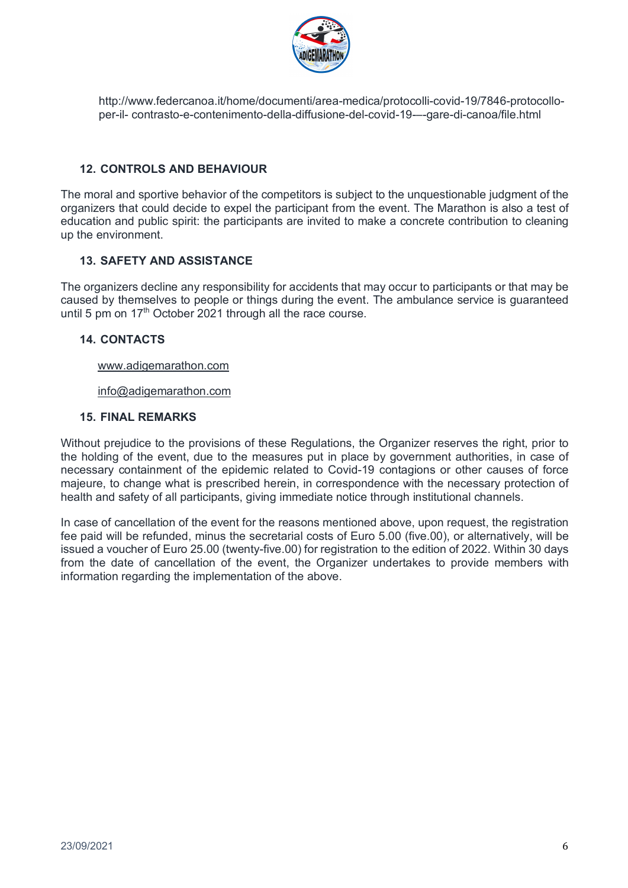http://www.federcanoa.it/home/documenti/area-medica/protocolli-covid-19/7846-protocollo-per-il- contrasto-e-contenimento-della-diffusione-del-covid-19-–-gare-di-canoa/file.html

## 12. CONTROLS AND BEHAVIOUR

The moral and sportive behavior of the competitors is subject to the unquestionable judgment of the organizers that could decide to expel the participant from the event. The Marathon is also a test of education and public spirit: the participants are invited to make a concrete contribution to cleaning up the environment.

## 13. SAFETY AND ASSISTANCE

The organizers decline any responsibility for accidents that may occur to participants or that may be caused by themselves to people or things during the event. The ambulance service is guaranteed until 5 pm on 17th October 2021 through all the race course.

## 14. CONTACTS

www.adigemarathon.com

info@adigemarathon.com

## 15. FINAL REMARKS

Without prejudice to the provisions of these Regulations, the Organizer reserves the right, prior to the holding of the event, due to the measures put in place by government authorities, in case of necessary containment of the epidemic related to Covid-19 contagions or other causes of force majeure, to change what is prescribed herein, in correspondence with the necessary protection of health and safety of all participants, giving immediate notice through institutional channels.

In case of cancellation of the event for the reasons mentioned above, upon request, the registration fee paid will be refunded, minus the secretarial costs of Euro 5.00 (five.00), or alternatively, will be issued a voucher of Euro 25.00 (twenty-five.00) for registration to the edition of 2022. Within 30 days from the date of cancellation of the event, the Organizer undertakes to provide members with information regarding the implementation of the above.

23/09/2021